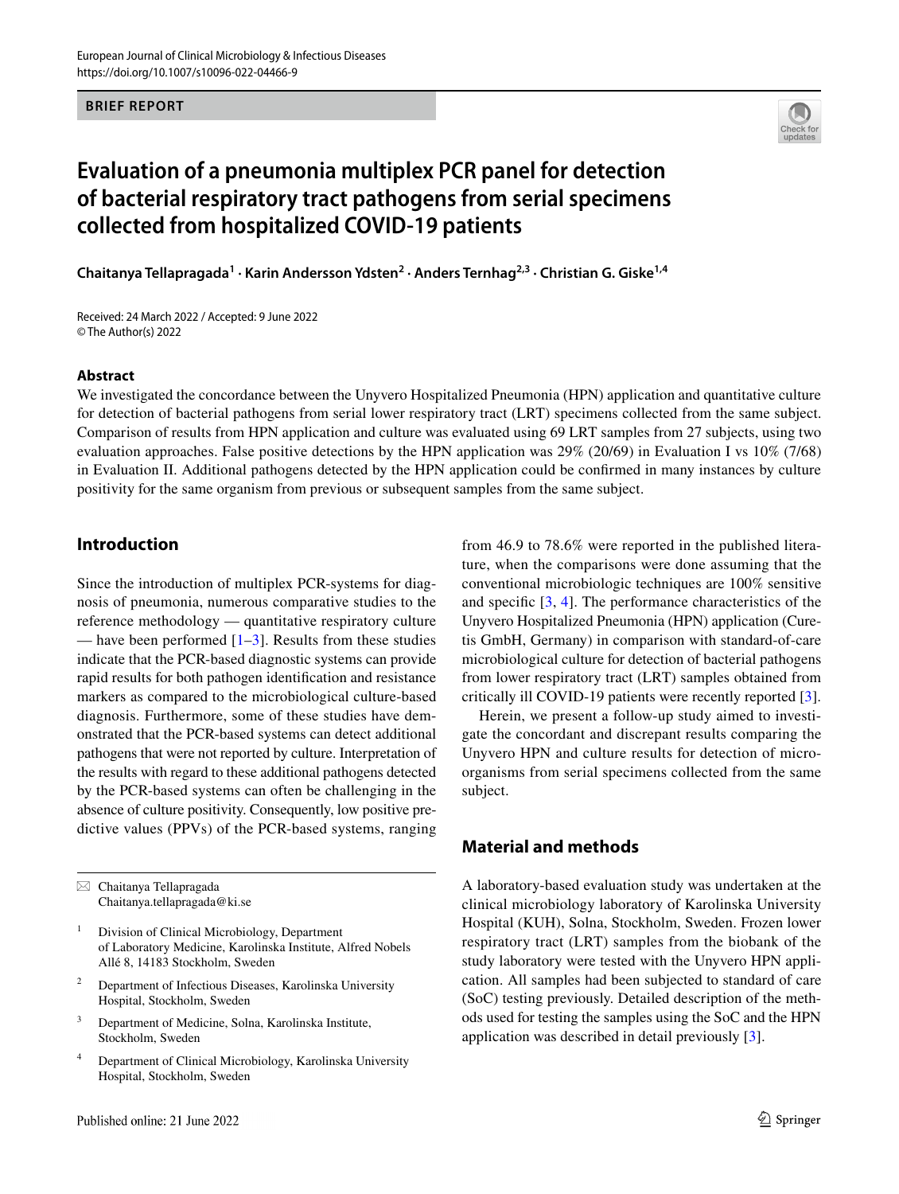BRIEF REPORT

# Evaluation of a pneumonia multiplex PCR panel for detection of bacterial respiratory tract pathogens from serial specimens collected from hospitalized COVID-19 patients

**Chaitanya Tellapragada[1] · Karin Andersson Ydsten[2] · Anders Ternhag[2,3] · Christian G. Giske[1,4]**

Received: 24 March 2022 / Accepted: 9 June 2022
© The Author(s) 2022

## Abstract

We investigated the concordance between the Unyvero Hospitalized Pneumonia (HPN) application and quantitative culture for detection of bacterial pathogens from serial lower respiratory tract (LRT) specimens collected from the same subject. Comparison of results from HPN application and culture was evaluated using 69 LRT samples from 27 subjects, using two evaluation approaches. False positive detections by the HPN application was 29% (20/69) in Evaluation I vs 10% (7/68) in Evaluation II. Additional pathogens detected by the HPN application could be confirmed in many instances by culture positivity for the same organism from previous or subsequent samples from the same subject.

## Introduction

Since the introduction of multiplex PCR-systems for diagnosis of pneumonia, numerous comparative studies to the reference methodology — quantitative respiratory culture — have been performed [1–3]. Results from these studies indicate that the PCR-based diagnostic systems can provide rapid results for both pathogen identification and resistance markers as compared to the microbiological culture-based diagnosis. Furthermore, some of these studies have demonstrated that the PCR-based systems can detect additional pathogens that were not reported by culture. Interpretation of the results with regard to these additional pathogens detected by the PCR-based systems can often be challenging in the absence of culture positivity. Consequently, low positive predictive values (PPVs) of the PCR-based systems, ranging from 46.9 to 78.6% were reported in the published literature, when the comparisons were done assuming that the conventional microbiologic techniques are 100% sensitive and specific [3, 4]. The performance characteristics of the Unyvero Hospitalized Pneumonia (HPN) application (Curetis GmbH, Germany) in comparison with standard-of-care microbiological culture for detection of bacterial pathogens from lower respiratory tract (LRT) samples obtained from critically ill COVID-19 patients were recently reported [3].

Herein, we present a follow-up study aimed to investigate the concordant and discrepant results comparing the Unyvero HPN and culture results for detection of microorganisms from serial specimens collected from the same subject.

## Material and methods

A laboratory-based evaluation study was undertaken at the clinical microbiology laboratory of Karolinska University Hospital (KUH), Solna, Stockholm, Sweden. Frozen lower respiratory tract (LRT) samples from the biobank of the study laboratory were tested with the Unyvero HPN application. All samples had been subjected to standard of care (SoC) testing previously. Detailed description of the methods used for testing the samples using the SoC and the HPN application was described in detail previously [3].

---

✉ Chaitanya Tellapragada
Chaitanya.tellapragada@ki.se

1 Division of Clinical Microbiology, Department of Laboratory Medicine, Karolinska Institute, Alfred Nobels Allé 8, 14183 Stockholm, Sweden

2 Department of Infectious Diseases, Karolinska University Hospital, Stockholm, Sweden

3 Department of Medicine, Solna, Karolinska Institute, Stockholm, Sweden

4 Department of Clinical Microbiology, Karolinska University Hospital, Stockholm, Sweden

Published online: 21 June 2022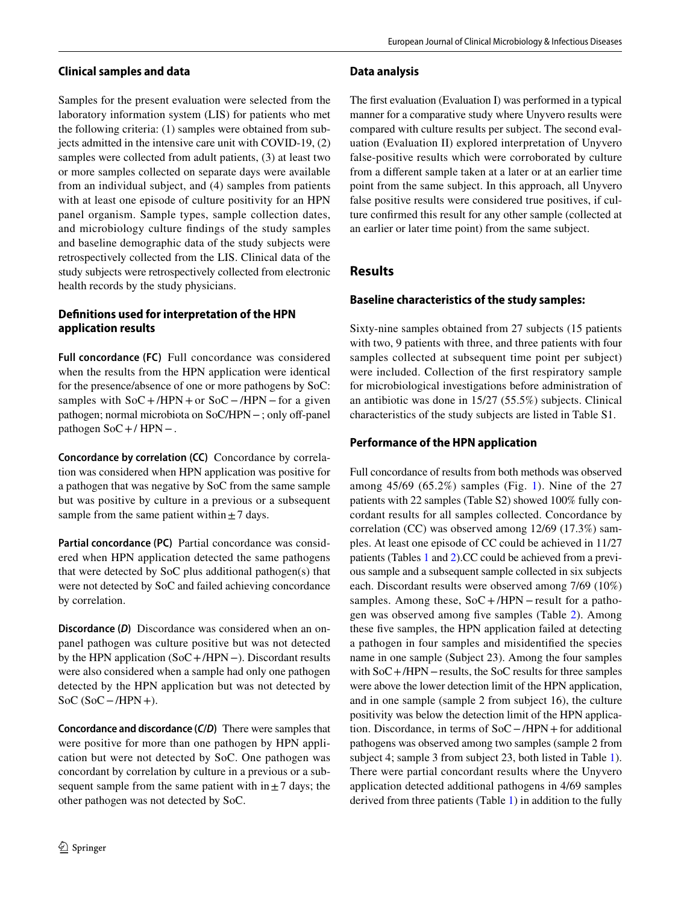## Clinical samples and data

Samples for the present evaluation were selected from the laboratory information system (LIS) for patients who met the following criteria: (1) samples were obtained from subjects admitted in the intensive care unit with COVID-19, (2) samples were collected from adult patients, (3) at least two or more samples collected on separate days were available from an individual subject, and (4) samples from patients with at least one episode of culture positivity for an HPN panel organism. Sample types, sample collection dates, and microbiology culture findings of the study samples and baseline demographic data of the study subjects were retrospectively collected from the LIS. Clinical data of the study subjects were retrospectively collected from electronic health records by the study physicians.

## Definitions used for interpretation of the HPN application results

**Full concordance (FC)** Full concordance was considered when the results from the HPN application were identical for the presence/absence of one or more pathogens by SoC: samples with SoC + /HPN + or SoC − /HPN − for a given pathogen; normal microbiota on SoC/HPN − ; only off-panel pathogen SoC + / HPN − .

**Concordance by correlation (CC)** Concordance by correlation was considered when HPN application was positive for a pathogen that was negative by SoC from the same sample but was positive by culture in a previous or a subsequent sample from the same patient within ± 7 days.

**Partial concordance (PC)** Partial concordance was considered when HPN application detected the same pathogens that were detected by SoC plus additional pathogen(s) that were not detected by SoC and failed achieving concordance by correlation.

**Discordance (*D*)** Discordance was considered when an on-panel pathogen was culture positive but was not detected by the HPN application (SoC + /HPN −). Discordant results were also considered when a sample had only one pathogen detected by the HPN application but was not detected by SoC (SoC − /HPN +).

**Concordance and discordance (*C/D*)** There were samples that were positive for more than one pathogen by HPN application but were not detected by SoC. One pathogen was concordant by correlation by culture in a previous or a subsequent sample from the same patient with in ± 7 days; the other pathogen was not detected by SoC.

## Data analysis

The first evaluation (Evaluation I) was performed in a typical manner for a comparative study where Unyvero results were compared with culture results per subject. The second evaluation (Evaluation II) explored interpretation of Unyvero false-positive results which were corroborated by culture from a different sample taken at a later or at an earlier time point from the same subject. In this approach, all Unyvero false positive results were considered true positives, if culture confirmed this result for any other sample (collected at an earlier or later time point) from the same subject.

# Results

## Baseline characteristics of the study samples:

Sixty-nine samples obtained from 27 subjects (15 patients with two, 9 patients with three, and three patients with four samples collected at subsequent time point per subject) were included. Collection of the first respiratory sample for microbiological investigations before administration of an antibiotic was done in 15/27 (55.5%) subjects. Clinical characteristics of the study subjects are listed in Table S1.

## Performance of the HPN application

Full concordance of results from both methods was observed among 45/69 (65.2%) samples (Fig. 1). Nine of the 27 patients with 22 samples (Table S2) showed 100% fully concordant results for all samples collected. Concordance by correlation (CC) was observed among 12/69 (17.3%) samples. At least one episode of CC could be achieved in 11/27 patients (Tables 1 and 2).CC could be achieved from a previous sample and a subsequent sample collected in six subjects each. Discordant results were observed among 7/69 (10%) samples. Among these, SoC + /HPN − result for a pathogen was observed among five samples (Table 2). Among these five samples, the HPN application failed at detecting a pathogen in four samples and misidentified the species name in one sample (Subject 23). Among the four samples with SoC + /HPN − results, the SoC results for three samples were above the lower detection limit of the HPN application, and in one sample (sample 2 from subject 16), the culture positivity was below the detection limit of the HPN application. Discordance, in terms of SoC − /HPN + for additional pathogens was observed among two samples (sample 2 from subject 4; sample 3 from subject 23, both listed in Table 1). There were partial concordant results where the Unyvero application detected additional pathogens in 4/69 samples derived from three patients (Table 1) in addition to the fully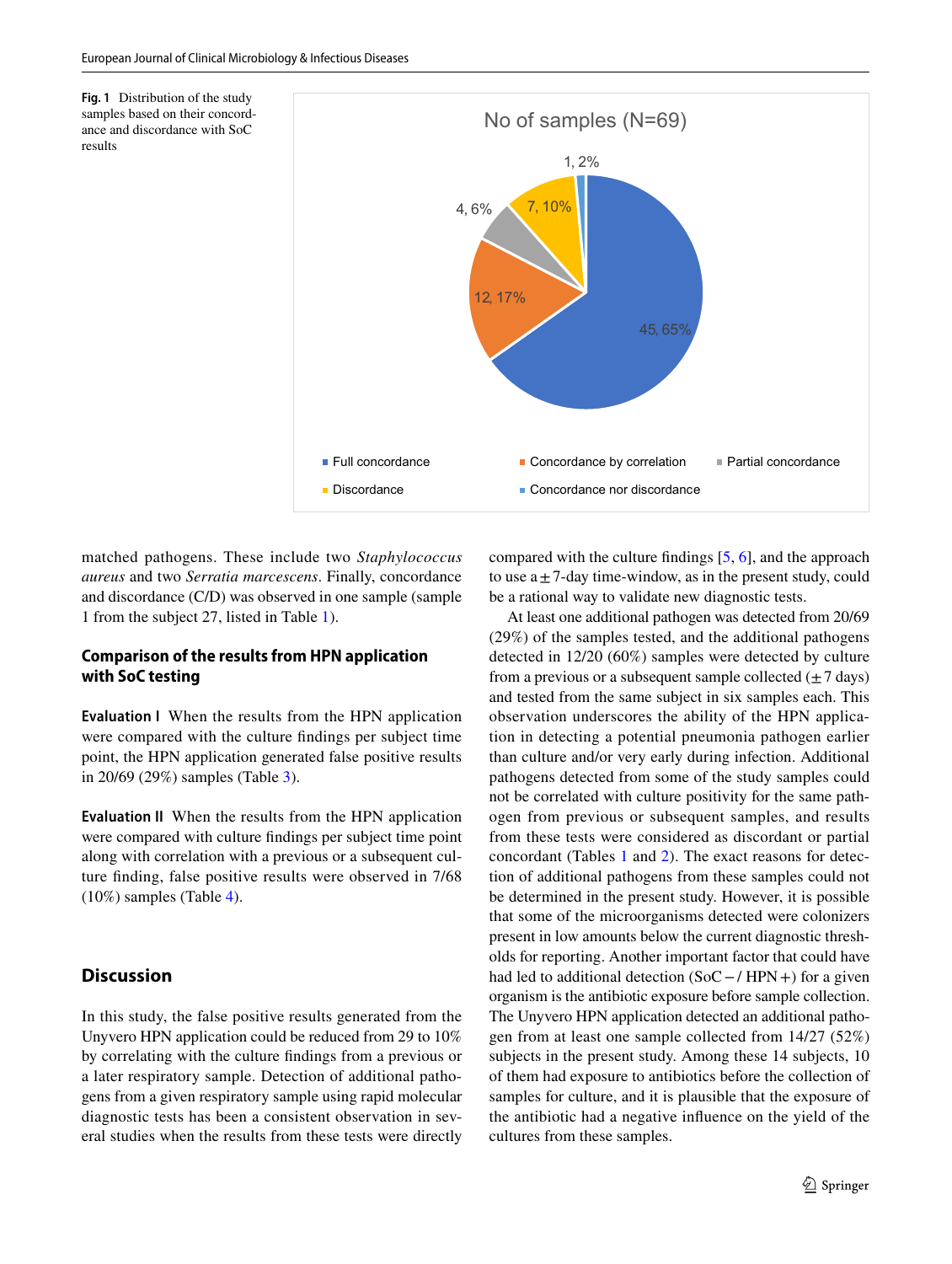**Fig. 1** Distribution of the study samples based on their concordance and discordance with SoC results

matched pathogens. These include two *Staphylococcus aureus* and two *Serratia marcescens*. Finally, concordance and discordance (C/D) was observed in one sample (sample 1 from the subject 27, listed in Table 1).

### Comparison of the results from HPN application with SoC testing

**Evaluation I** When the results from the HPN application were compared with the culture findings per subject time point, the HPN application generated false positive results in 20/69 (29%) samples (Table 3).

**Evaluation II** When the results from the HPN application were compared with culture findings per subject time point along with correlation with a previous or a subsequent culture finding, false positive results were observed in 7/68 (10%) samples (Table 4).

## Discussion

In this study, the false positive results generated from the Unyvero HPN application could be reduced from 29 to 10% by correlating with the culture findings from a previous or a later respiratory sample. Detection of additional pathogens from a given respiratory sample using rapid molecular diagnostic tests has been a consistent observation in several studies when the results from these tests were directly compared with the culture findings [5, 6], and the approach to use a ± 7-day time-window, as in the present study, could be a rational way to validate new diagnostic tests.

At least one additional pathogen was detected from 20/69 (29%) of the samples tested, and the additional pathogens detected in 12/20 (60%) samples were detected by culture from a previous or a subsequent sample collected (± 7 days) and tested from the same subject in six samples each. This observation underscores the ability of the HPN application in detecting a potential pneumonia pathogen earlier than culture and/or very early during infection. Additional pathogens detected from some of the study samples could not be correlated with culture positivity for the same pathogen from previous or subsequent samples, and results from these tests were considered as discordant or partial concordant (Tables 1 and 2). The exact reasons for detection of additional pathogens from these samples could not be determined in the present study. However, it is possible that some of the microorganisms detected were colonizers present in low amounts below the current diagnostic thresholds for reporting. Another important factor that could have had led to additional detection (SoC − / HPN +) for a given organism is the antibiotic exposure before sample collection. The Unyvero HPN application detected an additional pathogen from at least one sample collected from 14/27 (52%) subjects in the present study. Among these 14 subjects, 10 of them had exposure to antibiotics before the collection of samples for culture, and it is plausible that the exposure of the antibiotic had a negative influence on the yield of the cultures from these samples.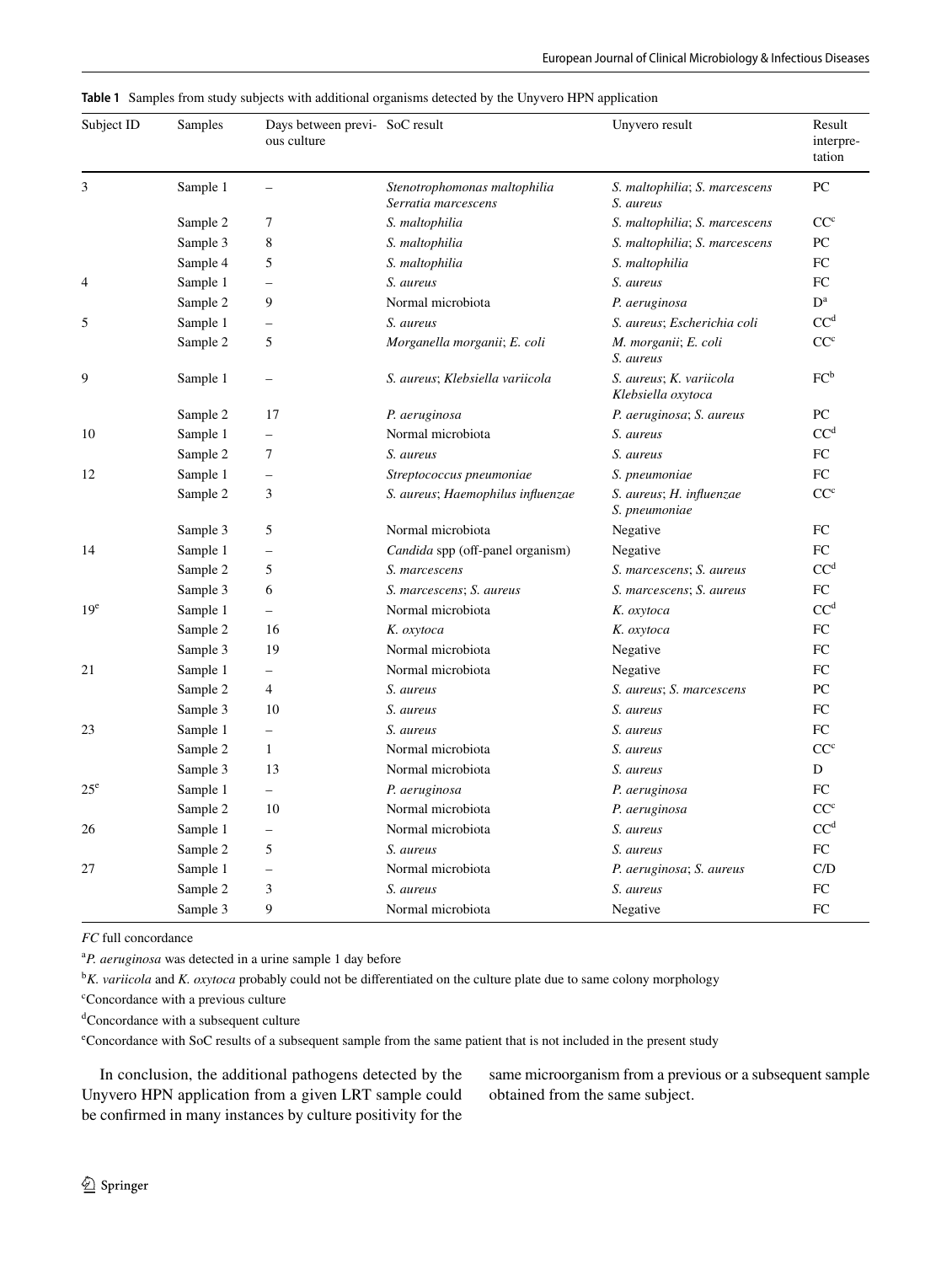**Table 1** Samples from study subjects with additional organisms detected by the Unyvero HPN application

| Subject ID | Samples | Days between previous culture | SoC result | Unyvero result | Result interpretation |
|---|---|---|---|---|---|
| 3 | Sample 1 | – | *Stenotrophomonas maltophilia* *Serratia marcescens* | *S. maltophilia*; *S. marcescens* *S. aureus* | PC |
| | Sample 2 | 7 | *S. maltophilia* | *S. maltophilia*; *S. marcescens* | CC[c] |
| | Sample 3 | 8 | *S. maltophilia* | *S. maltophilia*; *S. marcescens* | PC |
| | Sample 4 | 5 | *S. maltophilia* | *S. maltophilia* | FC |
| 4 | Sample 1 | – | *S. aureus* | *S. aureus* | FC |
| | Sample 2 | 9 | Normal microbiota | *P. aeruginosa* | D[a] |
| 5 | Sample 1 | – | *S. aureus* | *S. aureus*; *Escherichia coli* | CC[d] |
| | Sample 2 | 5 | *Morganella morganii*; *E. coli* | *M. morganii*; *E. coli* *S. aureus* | CC[c] |
| 9 | Sample 1 | – | *S. aureus*; *Klebsiella variicola* | *S. aureus*; *K. variicola* *Klebsiella oxytoca* | FC[b] |
| | Sample 2 | 17 | *P. aeruginosa* | *P. aeruginosa*; *S. aureus* | PC |
| 10 | Sample 1 | – | Normal microbiota | *S. aureus* | CC[d] |
| | Sample 2 | 7 | *S. aureus* | *S. aureus* | FC |
| 12 | Sample 1 | – | *Streptococcus pneumoniae* | *S. pneumoniae* | FC |
| | Sample 2 | 3 | *S. aureus*; *Haemophilus influenzae* | *S. aureus*; *H. influenzae* *S. pneumoniae* | CC[c] |
| | Sample 3 | 5 | Normal microbiota | Negative | FC |
| 14 | Sample 1 | – | *Candida* spp (off-panel organism) | Negative | FC |
| | Sample 2 | 5 | *S. marcescens* | *S. marcescens*; *S. aureus* | CC[d] |
| | Sample 3 | 6 | *S. marcescens*; *S. aureus* | *S. marcescens*; *S. aureus* | FC |
| 19[e] | Sample 1 | – | Normal microbiota | *K. oxytoca* | CC[d] |
| | Sample 2 | 16 | *K. oxytoca* | *K. oxytoca* | FC |
| | Sample 3 | 19 | Normal microbiota | Negative | FC |
| 21 | Sample 1 | – | Normal microbiota | Negative | FC |
| | Sample 2 | 4 | *S. aureus* | *S. aureus*; *S. marcescens* | PC |
| | Sample 3 | 10 | *S. aureus* | *S. aureus* | FC |
| 23 | Sample 1 | – | *S. aureus* | *S. aureus* | FC |
| | Sample 2 | 1 | Normal microbiota | *S. aureus* | CC[c] |
| | Sample 3 | 13 | Normal microbiota | *S. aureus* | D |
| 25[e] | Sample 1 | – | *P. aeruginosa* | *P. aeruginosa* | FC |
| | Sample 2 | 10 | Normal microbiota | *P. aeruginosa* | CC[c] |
| 26 | Sample 1 | – | Normal microbiota | *S. aureus* | CC[d] |
| | Sample 2 | 5 | *S. aureus* | *S. aureus* | FC |
| 27 | Sample 1 | – | Normal microbiota | *P. aeruginosa*; *S. aureus* | C/D |
| | Sample 2 | 3 | *S. aureus* | *S. aureus* | FC |
| | Sample 3 | 9 | Normal microbiota | Negative | FC |

*FC* full concordance

[a] *P. aeruginosa* was detected in a urine sample 1 day before

[b] *K. variicola* and *K. oxytoca* probably could not be differentiated on the culture plate due to same colony morphology

[c] Concordance with a previous culture

[d] Concordance with a subsequent culture

[e] Concordance with SoC results of a subsequent sample from the same patient that is not included in the present study

In conclusion, the additional pathogens detected by the Unyvero HPN application from a given LRT sample could be confirmed in many instances by culture positivity for the same microorganism from a previous or a subsequent sample obtained from the same subject.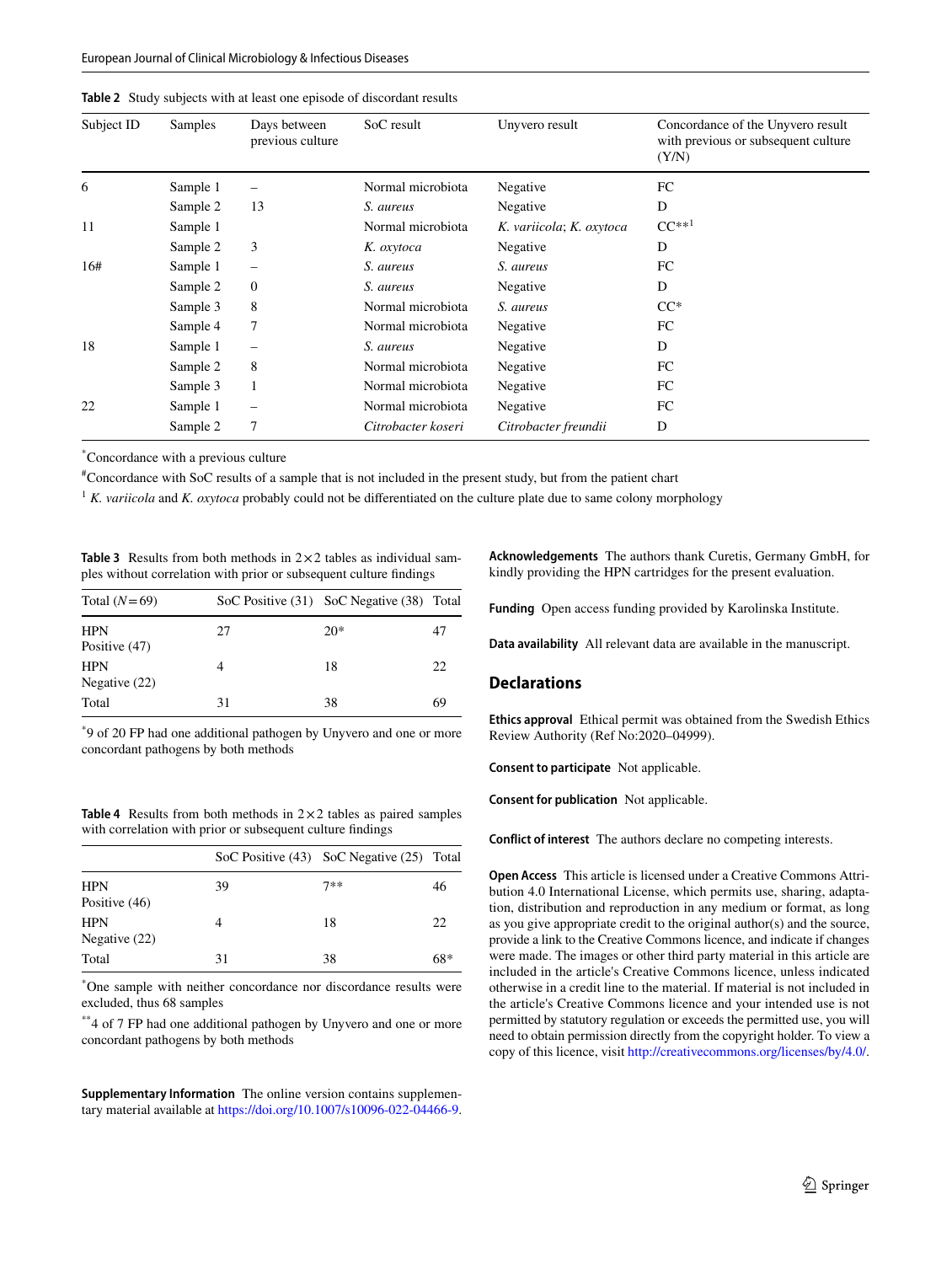**Table 2** Study subjects with at least one episode of discordant results

| Subject ID | Samples | Days between previous culture | SoC result | Unyvero result | Concordance of the Unyvero result with previous or subsequent culture (Y/N) |
|---|---|---|---|---|---|
| 6 | Sample 1 | – | Normal microbiota | Negative | FC |
| | Sample 2 | 13 | *S. aureus* | Negative | D |
| 11 | Sample 1 | | Normal microbiota | *K. variicola*; *K. oxytoca* | CC**[1] |
| | Sample 2 | 3 | *K. oxytoca* | Negative | D |
| 16# | Sample 1 | – | *S. aureus* | *S. aureus* | FC |
| | Sample 2 | 0 | *S. aureus* | Negative | D |
| | Sample 3 | 8 | Normal microbiota | *S. aureus* | CC* |
| | Sample 4 | 7 | Normal microbiota | Negative | FC |
| 18 | Sample 1 | – | *S. aureus* | Negative | D |
| | Sample 2 | 8 | Normal microbiota | Negative | FC |
| | Sample 3 | 1 | Normal microbiota | Negative | FC |
| 22 | Sample 1 | – | Normal microbiota | Negative | FC |
| | Sample 2 | 7 | *Citrobacter koseri* | *Citrobacter freundii* | D |

*Concordance with a previous culture

#Concordance with SoC results of a sample that is not included in the present study, but from the patient chart

[1] *K. variicola* and *K. oxytoca* probably could not be differentiated on the culture plate due to same colony morphology

**Table 3** Results from both methods in 2×2 tables as individual samples without correlation with prior or subsequent culture findings

| Total (*N*=69) | SoC Positive (31) | SoC Negative (38) | Total |
|---|---|---|---|
| HPN Positive (47) | 27 | 20* | 47 |
| HPN Negative (22) | 4 | 18 | 22 |
| Total | 31 | 38 | 69 |

*9 of 20 FP had one additional pathogen by Unyvero and one or more concordant pathogens by both methods

**Table 4** Results from both methods in 2×2 tables as paired samples with correlation with prior or subsequent culture findings

| | SoC Positive (43) | SoC Negative (25) | Total |
|---|---|---|---|
| HPN Positive (46) | 39 | 7** | 46 |
| HPN Negative (22) | 4 | 18 | 22 |
| Total | 31 | 38 | 68* |

*One sample with neither concordance nor discordance results were excluded, thus 68 samples

**4 of 7 FP had one additional pathogen by Unyvero and one or more concordant pathogens by both methods

**Supplementary Information** The online version contains supplementary material available at https://doi.org/10.1007/s10096-022-04466-9.

**Acknowledgements** The authors thank Curetis, Germany GmbH, for kindly providing the HPN cartridges for the present evaluation.

**Funding** Open access funding provided by Karolinska Institute.

**Data availability** All relevant data are available in the manuscript.

## Declarations

**Ethics approval** Ethical permit was obtained from the Swedish Ethics Review Authority (Ref No:2020–04999).

**Consent to participate** Not applicable.

**Consent for publication** Not applicable.

**Conflict of interest** The authors declare no competing interests.

**Open Access** This article is licensed under a Creative Commons Attribution 4.0 International License, which permits use, sharing, adaptation, distribution and reproduction in any medium or format, as long as you give appropriate credit to the original author(s) and the source, provide a link to the Creative Commons licence, and indicate if changes were made. The images or other third party material in this article are included in the article's Creative Commons licence, unless indicated otherwise in a credit line to the material. If material is not included in the article's Creative Commons licence and your intended use is not permitted by statutory regulation or exceeds the permitted use, you will need to obtain permission directly from the copyright holder. To view a copy of this licence, visit http://creativecommons.org/licenses/by/4.0/.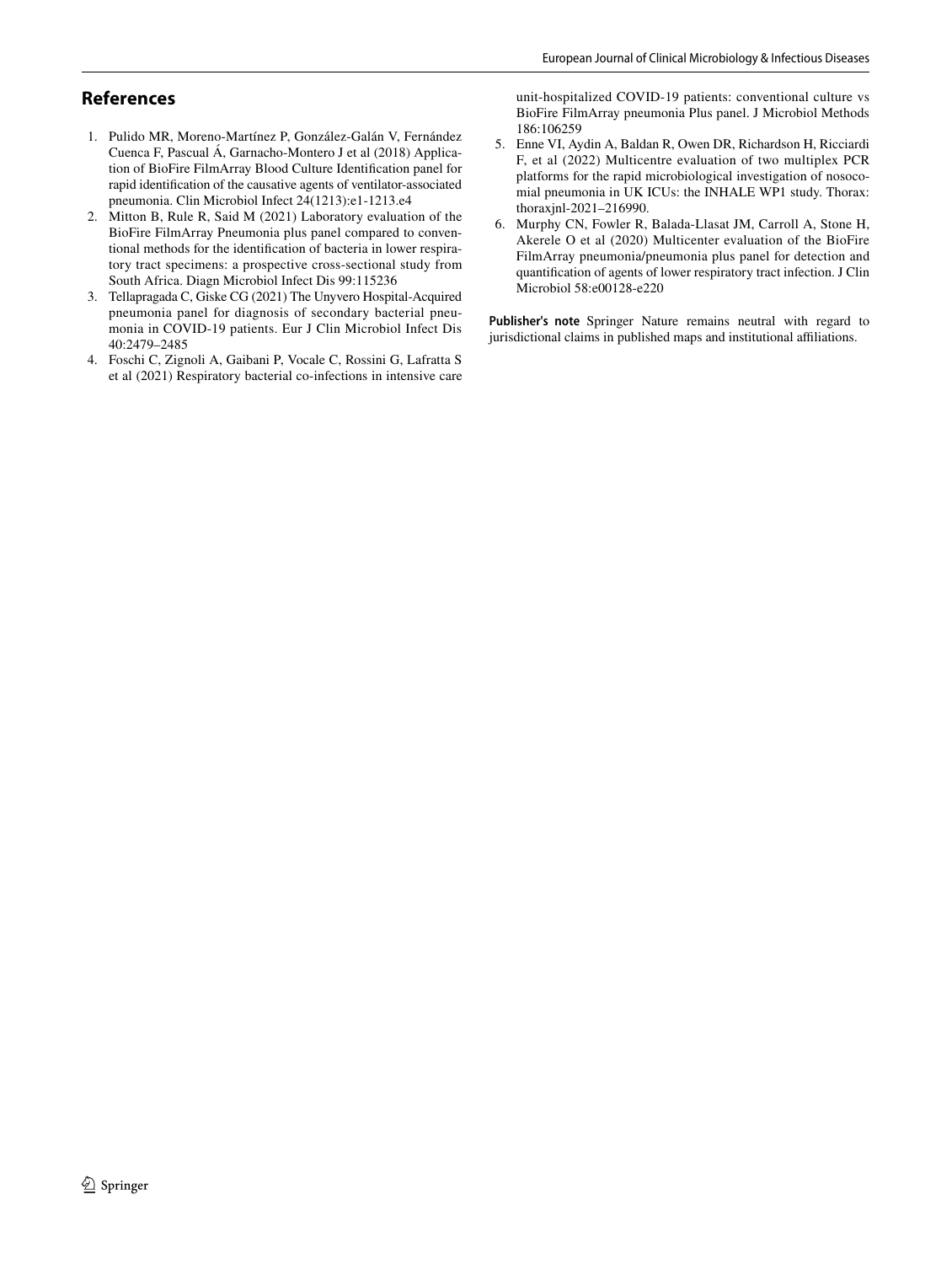## References

1. Pulido MR, Moreno-Martínez P, González-Galán V, Fernández Cuenca F, Pascual Á, Garnacho-Montero J et al (2018) Application of BioFire FilmArray Blood Culture Identification panel for rapid identification of the causative agents of ventilator-associated pneumonia. Clin Microbiol Infect 24(1213):e1-1213.e4
2. Mitton B, Rule R, Said M (2021) Laboratory evaluation of the BioFire FilmArray Pneumonia plus panel compared to conventional methods for the identification of bacteria in lower respiratory tract specimens: a prospective cross-sectional study from South Africa. Diagn Microbiol Infect Dis 99:115236
3. Tellapragada C, Giske CG (2021) The Unyvero Hospital-Acquired pneumonia panel for diagnosis of secondary bacterial pneumonia in COVID-19 patients. Eur J Clin Microbiol Infect Dis 40:2479–2485
4. Foschi C, Zignoli A, Gaibani P, Vocale C, Rossini G, Lafratta S et al (2021) Respiratory bacterial co-infections in intensive care unit-hospitalized COVID-19 patients: conventional culture vs BioFire FilmArray pneumonia Plus panel. J Microbiol Methods 186:106259
5. Enne VI, Aydin A, Baldan R, Owen DR, Richardson H, Ricciardi F, et al (2022) Multicentre evaluation of two multiplex PCR platforms for the rapid microbiological investigation of nosocomial pneumonia in UK ICUs: the INHALE WP1 study. Thorax: thoraxjnl-2021–216990.
6. Murphy CN, Fowler R, Balada-Llasat JM, Carroll A, Stone H, Akerele O et al (2020) Multicenter evaluation of the BioFire FilmArray pneumonia/pneumonia plus panel for detection and quantification of agents of lower respiratory tract infection. J Clin Microbiol 58:e00128-e220

**Publisher's note** Springer Nature remains neutral with regard to jurisdictional claims in published maps and institutional affiliations.